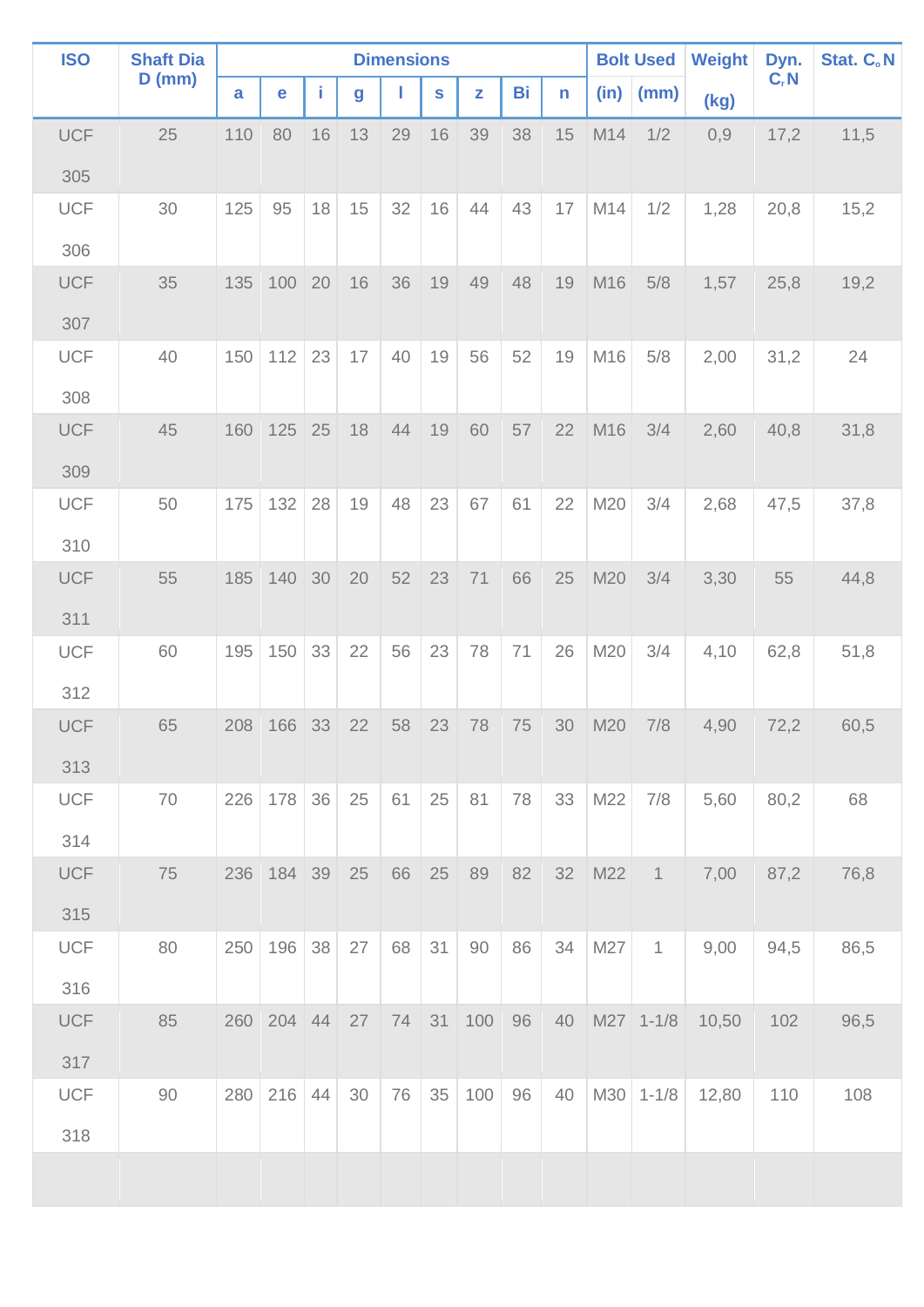| ISO | Shaft Dia D (mm) | Dimensions | | | | | | | | | Bolt Used | | Weight | Dyn. $C_r$N | Stat. $C_o$N |
|---|---|---|---|---|---|---|---|---|---|---|---|---|---|---|---|
| | | a | e | i | g | l | s | z | Bi | n | (in) | (mm) | (kg) | | |
| UCF 305 | 25 | 110 | 80 | 16 | 13 | 29 | 16 | 39 | 38 | 15 | M14 | 1/2 | 0,9 | 17,2 | 11,5 |
| UCF 306 | 30 | 125 | 95 | 18 | 15 | 32 | 16 | 44 | 43 | 17 | M14 | 1/2 | 1,28 | 20,8 | 15,2 |
| UCF 307 | 35 | 135 | 100 | 20 | 16 | 36 | 19 | 49 | 48 | 19 | M16 | 5/8 | 1,57 | 25,8 | 19,2 |
| UCF 308 | 40 | 150 | 112 | 23 | 17 | 40 | 19 | 56 | 52 | 19 | M16 | 5/8 | 2,00 | 31,2 | 24 |
| UCF 309 | 45 | 160 | 125 | 25 | 18 | 44 | 19 | 60 | 57 | 22 | M16 | 3/4 | 2,60 | 40,8 | 31,8 |
| UCF 310 | 50 | 175 | 132 | 28 | 19 | 48 | 23 | 67 | 61 | 22 | M20 | 3/4 | 2,68 | 47,5 | 37,8 |
| UCF 311 | 55 | 185 | 140 | 30 | 20 | 52 | 23 | 71 | 66 | 25 | M20 | 3/4 | 3,30 | 55 | 44,8 |
| UCF 312 | 60 | 195 | 150 | 33 | 22 | 56 | 23 | 78 | 71 | 26 | M20 | 3/4 | 4,10 | 62,8 | 51,8 |
| UCF 313 | 65 | 208 | 166 | 33 | 22 | 58 | 23 | 78 | 75 | 30 | M20 | 7/8 | 4,90 | 72,2 | 60,5 |
| UCF 314 | 70 | 226 | 178 | 36 | 25 | 61 | 25 | 81 | 78 | 33 | M22 | 7/8 | 5,60 | 80,2 | 68 |
| UCF 315 | 75 | 236 | 184 | 39 | 25 | 66 | 25 | 89 | 82 | 32 | M22 | 1 | 7,00 | 87,2 | 76,8 |
| UCF 316 | 80 | 250 | 196 | 38 | 27 | 68 | 31 | 90 | 86 | 34 | M27 | 1 | 9,00 | 94,5 | 86,5 |
| UCF 317 | 85 | 260 | 204 | 44 | 27 | 74 | 31 | 100 | 96 | 40 | M27 | 1-1/8 | 10,50 | 102 | 96,5 |
| UCF 318 | 90 | 280 | 216 | 44 | 30 | 76 | 35 | 100 | 96 | 40 | M30 | 1-1/8 | 12,80 | 110 | 108 |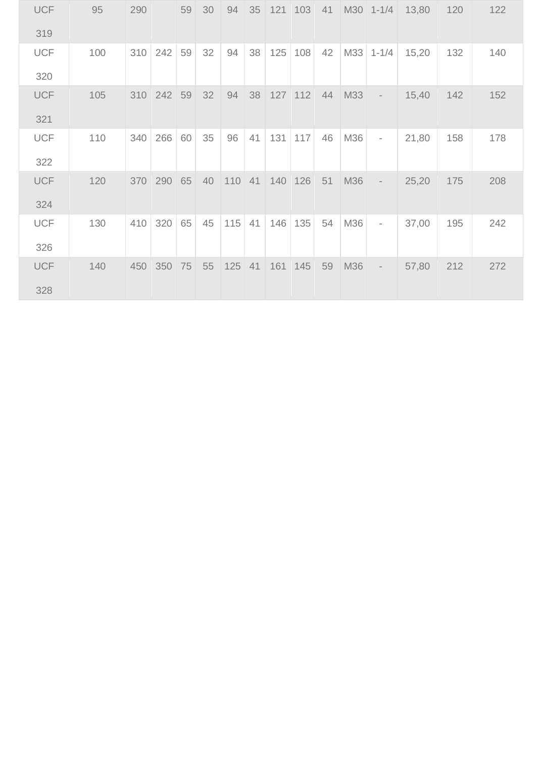| | | | | | | | | | | | | | | | |
|---|---|---|---|---|---|---|---|---|---|---|---|---|---|---|---|
| UCF 319 | 95 | 290 | | 59 | 30 | 94 | 35 | 121 | 103 | 41 | M30 | 1-1/4 | 13,80 | 120 | 122 |
| UCF 320 | 100 | 310 | 242 | 59 | 32 | 94 | 38 | 125 | 108 | 42 | M33 | 1-1/4 | 15,20 | 132 | 140 |
| UCF 321 | 105 | 310 | 242 | 59 | 32 | 94 | 38 | 127 | 112 | 44 | M33 | - | 15,40 | 142 | 152 |
| UCF 322 | 110 | 340 | 266 | 60 | 35 | 96 | 41 | 131 | 117 | 46 | M36 | - | 21,80 | 158 | 178 |
| UCF 324 | 120 | 370 | 290 | 65 | 40 | 110 | 41 | 140 | 126 | 51 | M36 | - | 25,20 | 175 | 208 |
| UCF 326 | 130 | 410 | 320 | 65 | 45 | 115 | 41 | 146 | 135 | 54 | M36 | - | 37,00 | 195 | 242 |
| UCF 328 | 140 | 450 | 350 | 75 | 55 | 125 | 41 | 161 | 145 | 59 | M36 | - | 57,80 | 212 | 272 |